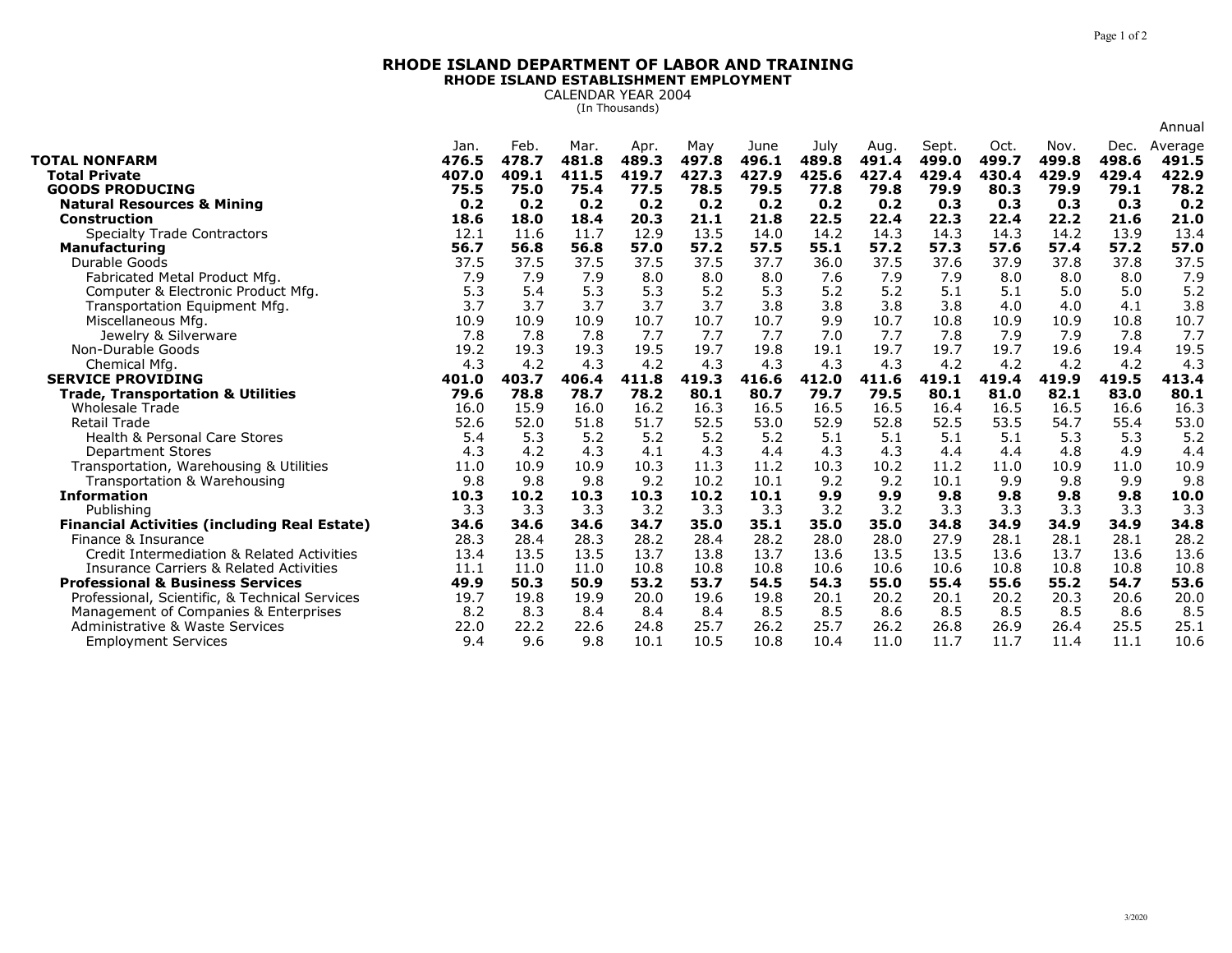# RHODE ISLAND DEPARTMENT OF LABOR AND TRAINING

## RHODE ISLAND ESTABLISHMENT EMPLOYMENT

CALENDAR YEAR 2004

(In Thousands)

| | Jan. | Feb. | Mar. | Apr. | May | June | July | Aug. | Sept. | Oct. | Nov. | Dec. | Annual Average |
|---|---|---|---|---|---|---|---|---|---|---|---|---|---|
| **TOTAL NONFARM** | **476.5** | **478.7** | **481.8** | **489.3** | **497.8** | **496.1** | **489.8** | **491.4** | **499.0** | **499.7** | **499.8** | **498.6** | **491.5** |
| **Total Private** | **407.0** | **409.1** | **411.5** | **419.7** | **427.3** | **427.9** | **425.6** | **427.4** | **429.4** | **430.4** | **429.9** | **429.4** | **422.9** |
| **GOODS PRODUCING** | **75.5** | **75.0** | **75.4** | **77.5** | **78.5** | **79.5** | **77.8** | **79.8** | **79.9** | **80.3** | **79.9** | **79.1** | **78.2** |
| **Natural Resources & Mining** | **0.2** | **0.2** | **0.2** | **0.2** | **0.2** | **0.2** | **0.2** | **0.2** | **0.3** | **0.3** | **0.3** | **0.3** | **0.2** |
| **Construction** | **18.6** | **18.0** | **18.4** | **20.3** | **21.1** | **21.8** | **22.5** | **22.4** | **22.3** | **22.4** | **22.2** | **21.6** | **21.0** |
| Specialty Trade Contractors | 12.1 | 11.6 | 11.7 | 12.9 | 13.5 | 14.0 | 14.2 | 14.3 | 14.3 | 14.3 | 14.2 | 13.9 | 13.4 |
| **Manufacturing** | **56.7** | **56.8** | **56.8** | **57.0** | **57.2** | **57.5** | **55.1** | **57.2** | **57.3** | **57.6** | **57.4** | **57.2** | **57.0** |
| Durable Goods | 37.5 | 37.5 | 37.5 | 37.5 | 37.5 | 37.7 | 36.0 | 37.5 | 37.6 | 37.9 | 37.8 | 37.8 | 37.5 |
| Fabricated Metal Product Mfg. | 7.9 | 7.9 | 7.9 | 8.0 | 8.0 | 8.0 | 7.6 | 7.9 | 7.9 | 8.0 | 8.0 | 8.0 | 7.9 |
| Computer & Electronic Product Mfg. | 5.3 | 5.4 | 5.3 | 5.3 | 5.2 | 5.3 | 5.2 | 5.2 | 5.1 | 5.1 | 5.0 | 5.0 | 5.2 |
| Transportation Equipment Mfg. | 3.7 | 3.7 | 3.7 | 3.7 | 3.7 | 3.8 | 3.8 | 3.8 | 3.8 | 4.0 | 4.0 | 4.1 | 3.8 |
| Miscellaneous Mfg. | 10.9 | 10.9 | 10.9 | 10.7 | 10.7 | 10.7 | 9.9 | 10.7 | 10.8 | 10.9 | 10.9 | 10.8 | 10.7 |
| Jewelry & Silverware | 7.8 | 7.8 | 7.8 | 7.7 | 7.7 | 7.7 | 7.0 | 7.7 | 7.8 | 7.9 | 7.9 | 7.8 | 7.7 |
| Non-Durable Goods | 19.2 | 19.3 | 19.3 | 19.5 | 19.7 | 19.8 | 19.1 | 19.7 | 19.7 | 19.7 | 19.6 | 19.4 | 19.5 |
| Chemical Mfg. | 4.3 | 4.2 | 4.3 | 4.2 | 4.3 | 4.3 | 4.3 | 4.3 | 4.2 | 4.2 | 4.2 | 4.2 | 4.3 |
| **SERVICE PROVIDING** | **401.0** | **403.7** | **406.4** | **411.8** | **419.3** | **416.6** | **412.0** | **411.6** | **419.1** | **419.4** | **419.9** | **419.5** | **413.4** |
| **Trade, Transportation & Utilities** | **79.6** | **78.8** | **78.7** | **78.2** | **80.1** | **80.7** | **79.7** | **79.5** | **80.1** | **81.0** | **82.1** | **83.0** | **80.1** |
| Wholesale Trade | 16.0 | 15.9 | 16.0 | 16.2 | 16.3 | 16.5 | 16.5 | 16.5 | 16.4 | 16.5 | 16.5 | 16.6 | 16.3 |
| Retail Trade | 52.6 | 52.0 | 51.8 | 51.7 | 52.5 | 53.0 | 52.9 | 52.8 | 52.5 | 53.5 | 54.7 | 55.4 | 53.0 |
| Health & Personal Care Stores | 5.4 | 5.3 | 5.2 | 5.2 | 5.2 | 5.2 | 5.1 | 5.1 | 5.1 | 5.1 | 5.3 | 5.3 | 5.2 |
| Department Stores | 4.3 | 4.2 | 4.3 | 4.1 | 4.3 | 4.4 | 4.3 | 4.3 | 4.4 | 4.4 | 4.8 | 4.9 | 4.4 |
| Transportation, Warehousing & Utilities | 11.0 | 10.9 | 10.9 | 10.3 | 11.3 | 11.2 | 10.3 | 10.2 | 11.2 | 11.0 | 10.9 | 11.0 | 10.9 |
| Transportation & Warehousing | 9.8 | 9.8 | 9.8 | 9.2 | 10.2 | 10.1 | 9.2 | 9.2 | 10.1 | 9.9 | 9.8 | 9.9 | 9.8 |
| **Information** | **10.3** | **10.2** | **10.3** | **10.3** | **10.2** | **10.1** | **9.9** | **9.9** | **9.8** | **9.8** | **9.8** | **9.8** | **10.0** |
| Publishing | 3.3 | 3.3 | 3.3 | 3.2 | 3.3 | 3.3 | 3.2 | 3.2 | 3.3 | 3.3 | 3.3 | 3.3 | 3.3 |
| **Financial Activities (including Real Estate)** | **34.6** | **34.6** | **34.6** | **34.7** | **35.0** | **35.1** | **35.0** | **35.0** | **34.8** | **34.9** | **34.9** | **34.9** | **34.8** |
| Finance & Insurance | 28.3 | 28.4 | 28.3 | 28.2 | 28.4 | 28.2 | 28.0 | 28.0 | 27.9 | 28.1 | 28.1 | 28.1 | 28.2 |
| Credit Intermediation & Related Activities | 13.4 | 13.5 | 13.5 | 13.7 | 13.8 | 13.7 | 13.6 | 13.5 | 13.5 | 13.6 | 13.7 | 13.6 | 13.6 |
| Insurance Carriers & Related Activities | 11.1 | 11.0 | 11.0 | 10.8 | 10.8 | 10.8 | 10.6 | 10.6 | 10.6 | 10.8 | 10.8 | 10.8 | 10.8 |
| **Professional & Business Services** | **49.9** | **50.3** | **50.9** | **53.2** | **53.7** | **54.5** | **54.3** | **55.0** | **55.4** | **55.6** | **55.2** | **54.7** | **53.6** |
| Professional, Scientific, & Technical Services | 19.7 | 19.8 | 19.9 | 20.0 | 19.6 | 19.8 | 20.1 | 20.2 | 20.1 | 20.2 | 20.3 | 20.6 | 20.0 |
| Management of Companies & Enterprises | 8.2 | 8.3 | 8.4 | 8.4 | 8.4 | 8.5 | 8.5 | 8.6 | 8.5 | 8.5 | 8.5 | 8.6 | 8.5 |
| Administrative & Waste Services | 22.0 | 22.2 | 22.6 | 24.8 | 25.7 | 26.2 | 25.7 | 26.2 | 26.8 | 26.9 | 26.4 | 25.5 | 25.1 |
| Employment Services | 9.4 | 9.6 | 9.8 | 10.1 | 10.5 | 10.8 | 10.4 | 11.0 | 11.7 | 11.7 | 11.4 | 11.1 | 10.6 |

3/2020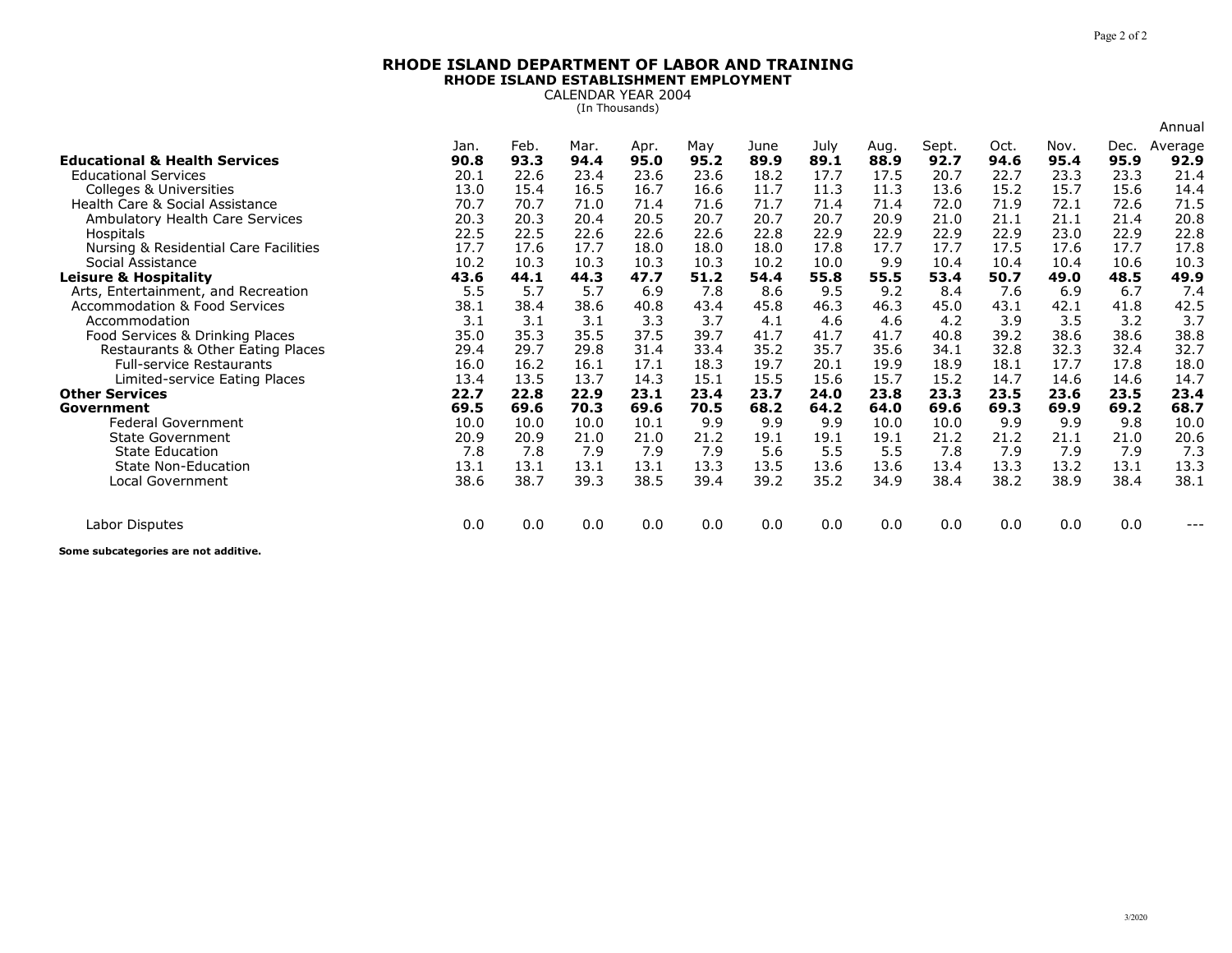# RHODE ISLAND DEPARTMENT OF LABOR AND TRAINING
## RHODE ISLAND ESTABLISHMENT EMPLOYMENT
CALENDAR YEAR 2004
(In Thousands)

| | Jan. | Feb. | Mar. | Apr. | May | June | July | Aug. | Sept. | Oct. | Nov. | Dec. | Annual Average |
|---|---|---|---|---|---|---|---|---|---|---|---|---|---|
| **Educational & Health Services** | **90.8** | **93.3** | **94.4** | **95.0** | **95.2** | **89.9** | **89.1** | **88.9** | **92.7** | **94.6** | **95.4** | **95.9** | **92.9** |
| Educational Services | 20.1 | 22.6 | 23.4 | 23.6 | 23.6 | 18.2 | 17.7 | 17.5 | 20.7 | 22.7 | 23.3 | 23.3 | 21.4 |
| Colleges & Universities | 13.0 | 15.4 | 16.5 | 16.7 | 16.6 | 11.7 | 11.3 | 11.3 | 13.6 | 15.2 | 15.7 | 15.6 | 14.4 |
| Health Care & Social Assistance | 70.7 | 70.7 | 71.0 | 71.4 | 71.6 | 71.7 | 71.4 | 71.4 | 72.0 | 71.9 | 72.1 | 72.6 | 71.5 |
| Ambulatory Health Care Services | 20.3 | 20.3 | 20.4 | 20.5 | 20.7 | 20.7 | 20.7 | 20.9 | 21.0 | 21.1 | 21.1 | 21.4 | 20.8 |
| Hospitals | 22.5 | 22.5 | 22.6 | 22.6 | 22.6 | 22.8 | 22.9 | 22.9 | 22.9 | 22.9 | 23.0 | 22.9 | 22.8 |
| Nursing & Residential Care Facilities | 17.7 | 17.6 | 17.7 | 18.0 | 18.0 | 18.0 | 17.8 | 17.7 | 17.7 | 17.5 | 17.6 | 17.7 | 17.8 |
| Social Assistance | 10.2 | 10.3 | 10.3 | 10.3 | 10.3 | 10.2 | 10.0 | 9.9 | 10.4 | 10.4 | 10.4 | 10.6 | 10.3 |
| **Leisure & Hospitality** | **43.6** | **44.1** | **44.3** | **47.7** | **51.2** | **54.4** | **55.8** | **55.5** | **53.4** | **50.7** | **49.0** | **48.5** | **49.9** |
| Arts, Entertainment, and Recreation | 5.5 | 5.7 | 5.7 | 6.9 | 7.8 | 8.6 | 9.5 | 9.2 | 8.4 | 7.6 | 6.9 | 6.7 | 7.4 |
| Accommodation & Food Services | 38.1 | 38.4 | 38.6 | 40.8 | 43.4 | 45.8 | 46.3 | 46.3 | 45.0 | 43.1 | 42.1 | 41.8 | 42.5 |
| Accommodation | 3.1 | 3.1 | 3.1 | 3.3 | 3.7 | 4.1 | 4.6 | 4.6 | 4.2 | 3.9 | 3.5 | 3.2 | 3.7 |
| Food Services & Drinking Places | 35.0 | 35.3 | 35.5 | 37.5 | 39.7 | 41.7 | 41.7 | 41.7 | 40.8 | 39.2 | 38.6 | 38.6 | 38.8 |
| Restaurants & Other Eating Places | 29.4 | 29.7 | 29.8 | 31.4 | 33.4 | 35.2 | 35.7 | 35.6 | 34.1 | 32.8 | 32.3 | 32.4 | 32.7 |
| Full-service Restaurants | 16.0 | 16.2 | 16.1 | 17.1 | 18.3 | 19.7 | 20.1 | 19.9 | 18.9 | 18.1 | 17.7 | 17.8 | 18.0 |
| Limited-service Eating Places | 13.4 | 13.5 | 13.7 | 14.3 | 15.1 | 15.5 | 15.6 | 15.7 | 15.2 | 14.7 | 14.6 | 14.6 | 14.7 |
| **Other Services** | **22.7** | **22.8** | **22.9** | **23.1** | **23.4** | **23.7** | **24.0** | **23.8** | **23.3** | **23.5** | **23.6** | **23.5** | **23.4** |
| **Government** | **69.5** | **69.6** | **70.3** | **69.6** | **70.5** | **68.2** | **64.2** | **64.0** | **69.6** | **69.3** | **69.9** | **69.2** | **68.7** |
| Federal Government | 10.0 | 10.0 | 10.0 | 10.1 | 9.9 | 9.9 | 9.9 | 10.0 | 10.0 | 9.9 | 9.9 | 9.8 | 10.0 |
| State Government | 20.9 | 20.9 | 21.0 | 21.0 | 21.2 | 19.1 | 19.1 | 19.1 | 21.2 | 21.2 | 21.1 | 21.0 | 20.6 |
| State Education | 7.8 | 7.8 | 7.9 | 7.9 | 7.9 | 5.6 | 5.5 | 5.5 | 7.8 | 7.9 | 7.9 | 7.9 | 7.3 |
| State Non-Education | 13.1 | 13.1 | 13.1 | 13.1 | 13.3 | 13.5 | 13.6 | 13.6 | 13.4 | 13.3 | 13.2 | 13.1 | 13.3 |
| Local Government | 38.6 | 38.7 | 39.3 | 38.5 | 39.4 | 39.2 | 35.2 | 34.9 | 38.4 | 38.2 | 38.9 | 38.4 | 38.1 |
| Labor Disputes | 0.0 | 0.0 | 0.0 | 0.0 | 0.0 | 0.0 | 0.0 | 0.0 | 0.0 | 0.0 | 0.0 | 0.0 | --- |

**Some subcategories are not additive.**